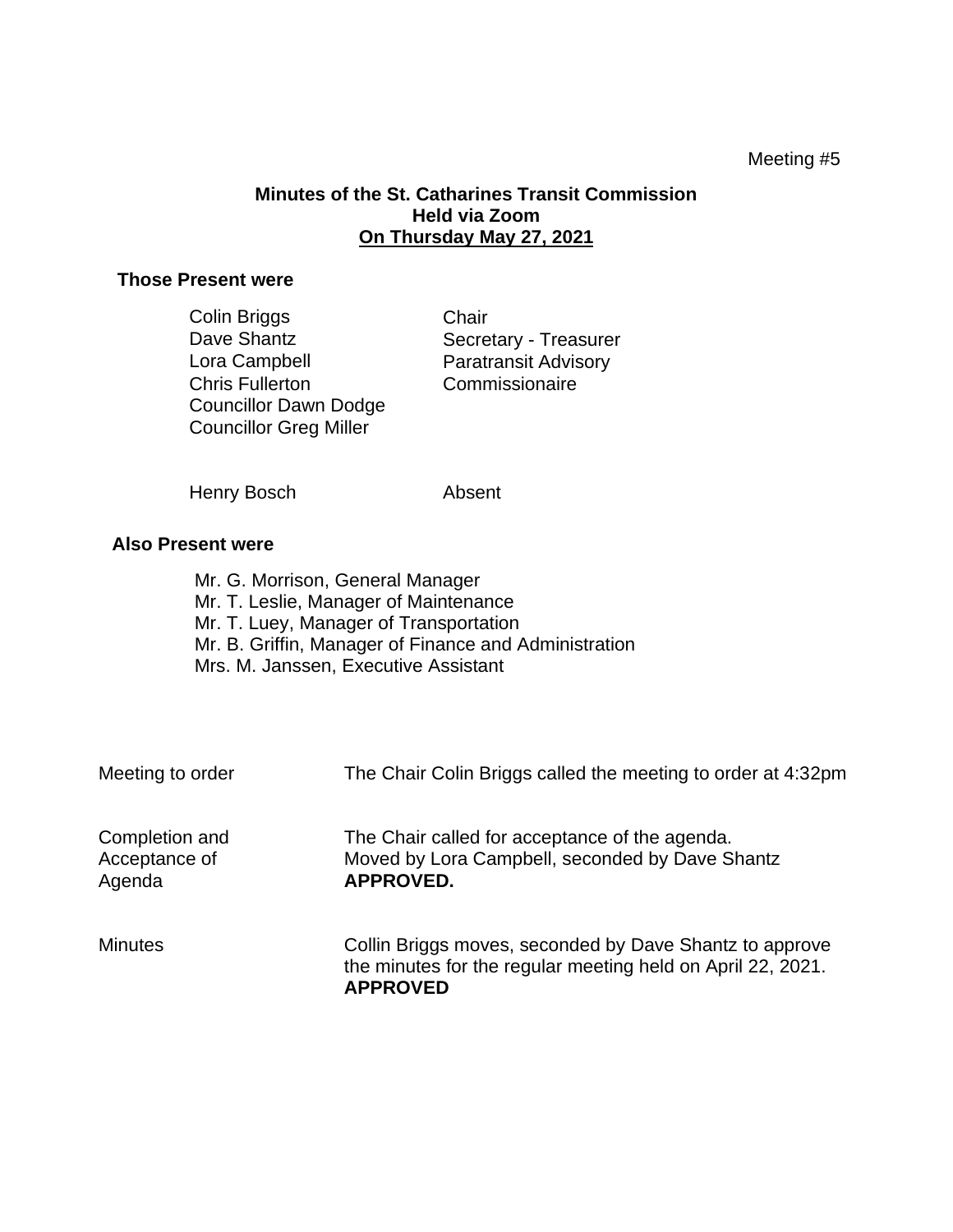Meeting #5

**Minutes of the St. Catharines Transit Commission**
**Held via Zoom**
**On Thursday May 27, 2021**

**Those Present were**

| | |
|---|---|
| Colin Briggs | Chair |
| Dave Shantz | Secretary - Treasurer |
| Lora Campbell | Paratransit Advisory |
| Chris Fullerton | Commissionaire |
| Councillor Dawn Dodge | |
| Councillor Greg Miller | |
| | |
| Henry Bosch | Absent |

**Also Present were**

Mr. G. Morrison, General Manager
Mr. T. Leslie, Manager of Maintenance
Mr. T. Luey, Manager of Transportation
Mr. B. Griffin, Manager of Finance and Administration
Mrs. M. Janssen, Executive Assistant

| | |
|---|---|
| Meeting to order | The Chair Colin Briggs called the meeting to order at 4:32pm |
| Completion and Acceptance of Agenda | The Chair called for acceptance of the agenda. Moved by Lora Campbell, seconded by Dave Shantz **APPROVED.** |
| Minutes | Collin Briggs moves, seconded by Dave Shantz to approve the minutes for the regular meeting held on April 22, 2021. **APPROVED** |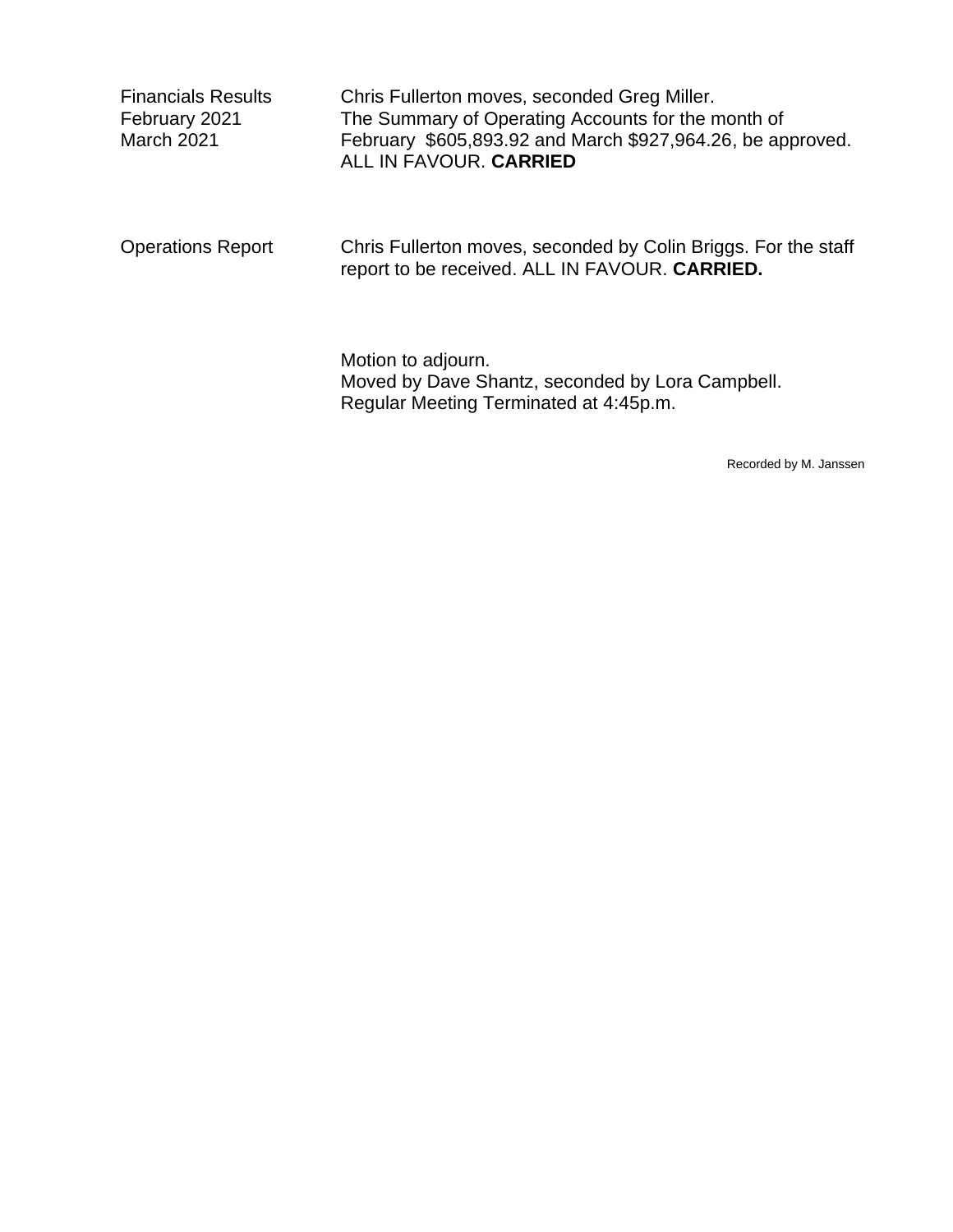| | |
|---|---|
| Financials Results<br>February 2021<br>March 2021 | Chris Fullerton moves, seconded Greg Miller.<br>The Summary of Operating Accounts for the month of February $605,893.92 and March $927,964.26, be approved. ALL IN FAVOUR. **CARRIED** |
| Operations Report | Chris Fullerton moves, seconded by Colin Briggs. For the staff report to be received. ALL IN FAVOUR. **CARRIED.** |
| | Motion to adjourn.<br>Moved by Dave Shantz, seconded by Lora Campbell.<br>Regular Meeting Terminated at 4:45p.m. |

Recorded by M. Janssen